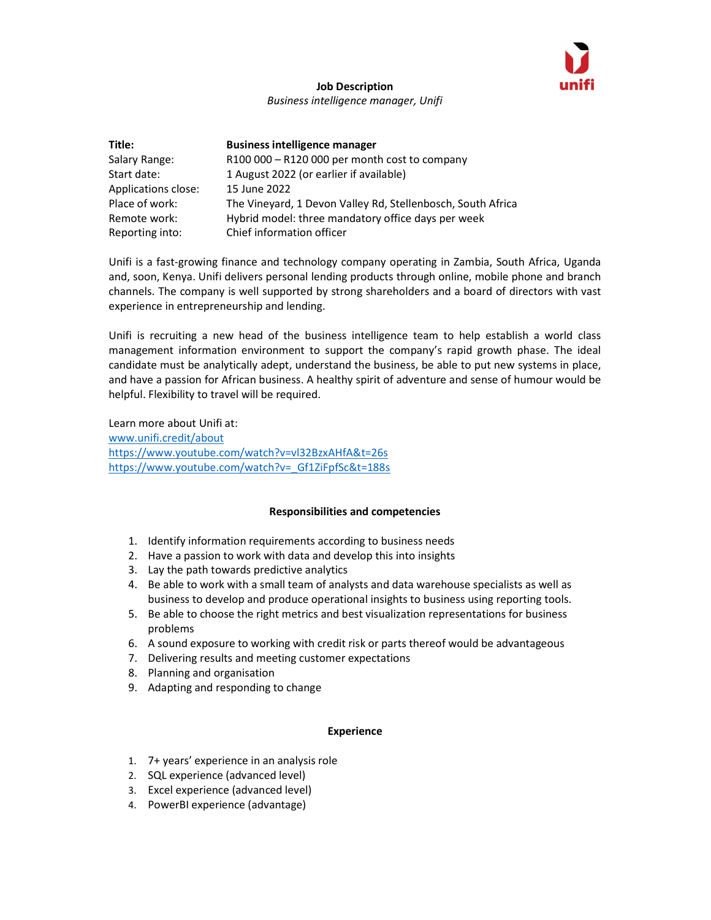# Job Description

*Business intelligence manager, Unifi*

| **Title:** | **Business intelligence manager** |
|---|---|
| Salary Range: | R100 000 – R120 000 per month cost to company |
| Start date: | 1 August 2022 (or earlier if available) |
| Applications close: | 15 June 2022 |
| Place of work: | The Vineyard, 1 Devon Valley Rd, Stellenbosch, South Africa |
| Remote work: | Hybrid model: three mandatory office days per week |
| Reporting into: | Chief information officer |

Unifi is a fast-growing finance and technology company operating in Zambia, South Africa, Uganda and, soon, Kenya. Unifi delivers personal lending products through online, mobile phone and branch channels. The company is well supported by strong shareholders and a board of directors with vast experience in entrepreneurship and lending.

Unifi is recruiting a new head of the business intelligence team to help establish a world class management information environment to support the company's rapid growth phase. The ideal candidate must be analytically adept, understand the business, be able to put new systems in place, and have a passion for African business. A healthy spirit of adventure and sense of humour would be helpful. Flexibility to travel will be required.

Learn more about Unifi at:
[www.unifi.credit/about](www.unifi.credit/about)
[https://www.youtube.com/watch?v=vl32BzxAHfA&t=26s](https://www.youtube.com/watch?v=vl32BzxAHfA&t=26s)
[https://www.youtube.com/watch?v=_Gf1ZiFpfSc&t=188s](https://www.youtube.com/watch?v=_Gf1ZiFpfSc&t=188s)

## Responsibilities and competencies

1. Identify information requirements according to business needs
2. Have a passion to work with data and develop this into insights
3. Lay the path towards predictive analytics
4. Be able to work with a small team of analysts and data warehouse specialists as well as business to develop and produce operational insights to business using reporting tools.
5. Be able to choose the right metrics and best visualization representations for business problems
6. A sound exposure to working with credit risk or parts thereof would be advantageous
7. Delivering results and meeting customer expectations
8. Planning and organisation
9. Adapting and responding to change

## Experience

1. 7+ years' experience in an analysis role
2. SQL experience (advanced level)
3. Excel experience (advanced level)
4. PowerBI experience (advantage)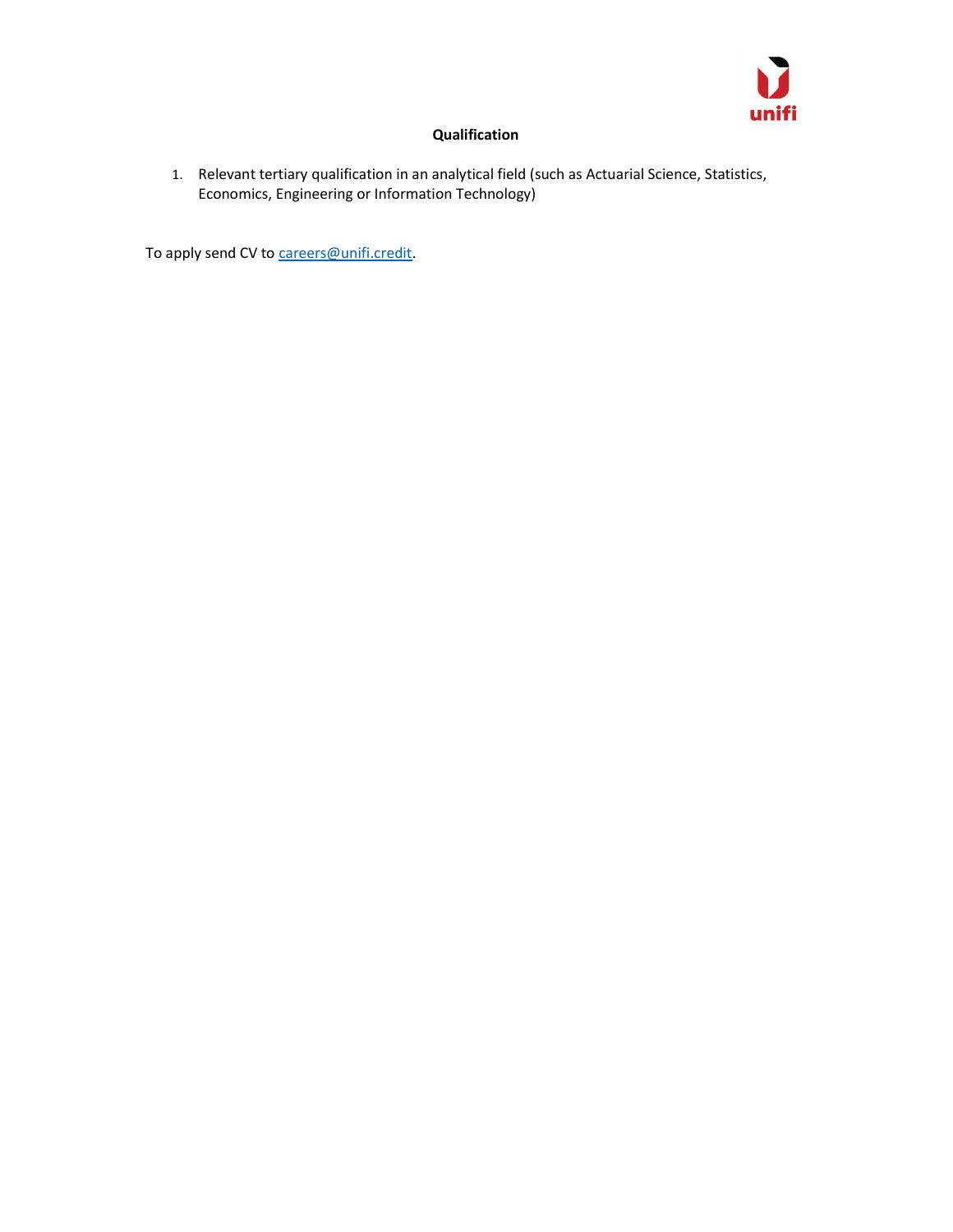**Qualification**

1. Relevant tertiary qualification in an analytical field (such as Actuarial Science, Statistics, Economics, Engineering or Information Technology)

To apply send CV to careers@unifi.credit.